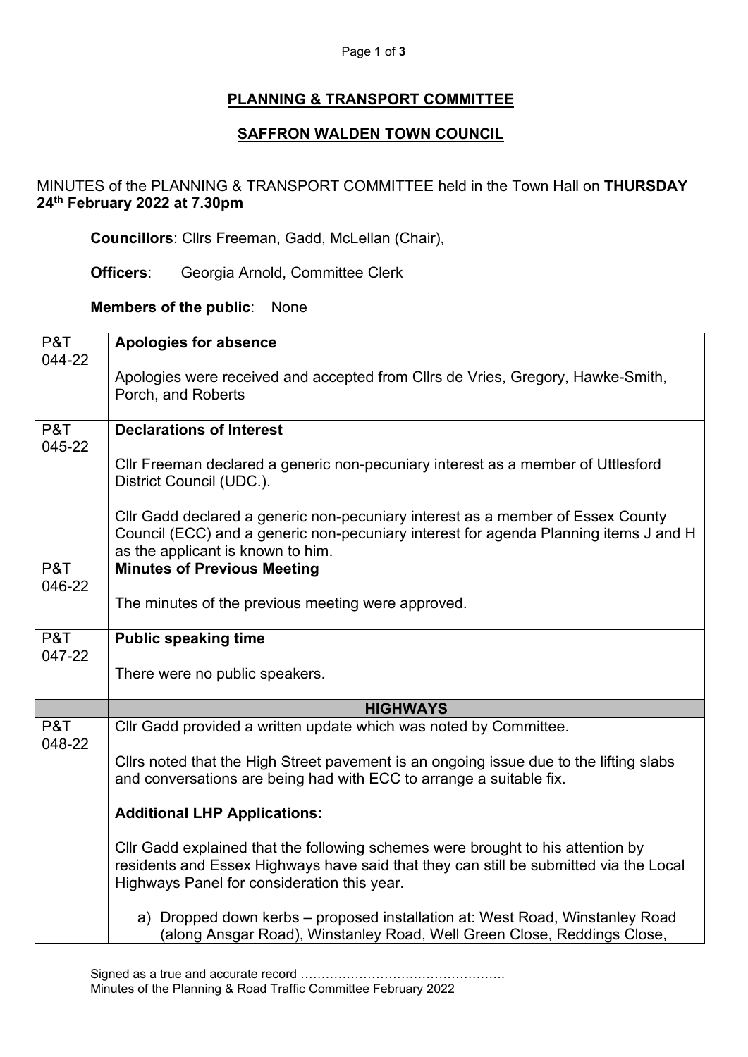# PLANNING & TRANSPORT COMMITTEE

## SAFFRON WALDEN TOWN COUNCIL

MINUTES of the PLANNING & TRANSPORT COMMITTEE held in the Town Hall on **THURSDAY 24th February 2022 at 7.30pm**

**Councillors**: Cllrs Freeman, Gadd, McLellan (Chair),

**Officers**: Georgia Arnold, Committee Clerk

**Members of the public**: None

| | |
|---|---|
| P&T 044-22 | **Apologies for absence**<br><br>Apologies were received and accepted from Cllrs de Vries, Gregory, Hawke-Smith, Porch, and Roberts |
| P&T 045-22 | **Declarations of Interest**<br><br>Cllr Freeman declared a generic non-pecuniary interest as a member of Uttlesford District Council (UDC.).<br><br>Cllr Gadd declared a generic non-pecuniary interest as a member of Essex County Council (ECC) and a generic non-pecuniary interest for agenda Planning items J and H as the applicant is known to him. |
| P&T 046-22 | **Minutes of Previous Meeting**<br><br>The minutes of the previous meeting were approved. |
| P&T 047-22 | **Public speaking time**<br><br>There were no public speakers. |
| | **HIGHWAYS** |
| P&T 048-22 | Cllr Gadd provided a written update which was noted by Committee.<br><br>Cllrs noted that the High Street pavement is an ongoing issue due to the lifting slabs and conversations are being had with ECC to arrange a suitable fix.<br><br>**Additional LHP Applications:**<br><br>Cllr Gadd explained that the following schemes were brought to his attention by residents and Essex Highways have said that they can still be submitted via the Local Highways Panel for consideration this year.<br><br>a) Dropped down kerbs – proposed installation at: West Road, Winstanley Road (along Ansgar Road), Winstanley Road, Well Green Close, Reddings Close, |

Signed as a true and accurate record ………………………………………….
Minutes of the Planning & Road Traffic Committee February 2022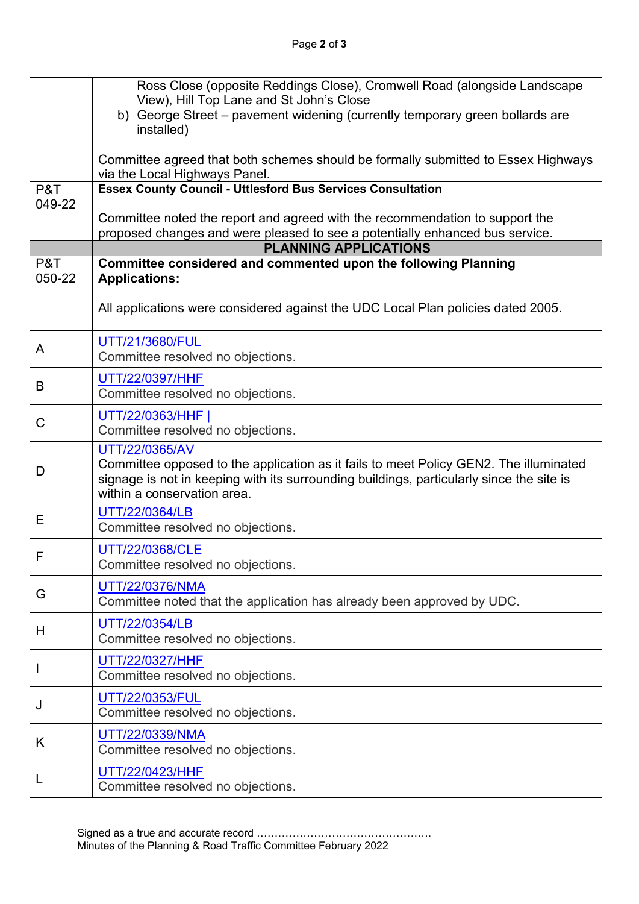| | |
|---|---|
| | Ross Close (opposite Reddings Close), Cromwell Road (alongside Landscape View), Hill Top Lane and St John's Close<br>b) George Street – pavement widening (currently temporary green bollards are installed)<br><br>Committee agreed that both schemes should be formally submitted to Essex Highways via the Local Highways Panel. |
| P&T 049-22 | **Essex County Council - Uttlesford Bus Services Consultation**<br><br>Committee noted the report and agreed with the recommendation to support the proposed changes and were pleased to see a potentially enhanced bus service. |
| | **PLANNING APPLICATIONS** |
| P&T 050-22 | **Committee considered and commented upon the following Planning Applications:**<br><br>All applications were considered against the UDC Local Plan policies dated 2005. |
| A | UTT/21/3680/FUL<br>Committee resolved no objections. |
| B | UTT/22/0397/HHF<br>Committee resolved no objections. |
| C | UTT/22/0363/HHF \|<br>Committee resolved no objections. |
| D | UTT/22/0365/AV<br>Committee opposed to the application as it fails to meet Policy GEN2. The illuminated signage is not in keeping with its surrounding buildings, particularly since the site is within a conservation area. |
| E | UTT/22/0364/LB<br>Committee resolved no objections. |
| F | UTT/22/0368/CLE<br>Committee resolved no objections. |
| G | UTT/22/0376/NMA<br>Committee noted that the application has already been approved by UDC. |
| H | UTT/22/0354/LB<br>Committee resolved no objections. |
| I | UTT/22/0327/HHF<br>Committee resolved no objections. |
| J | UTT/22/0353/FUL<br>Committee resolved no objections. |
| K | UTT/22/0339/NMA<br>Committee resolved no objections. |
| L | UTT/22/0423/HHF<br>Committee resolved no objections. |

Signed as a true and accurate record ………………………………………….
Minutes of the Planning & Road Traffic Committee February 2022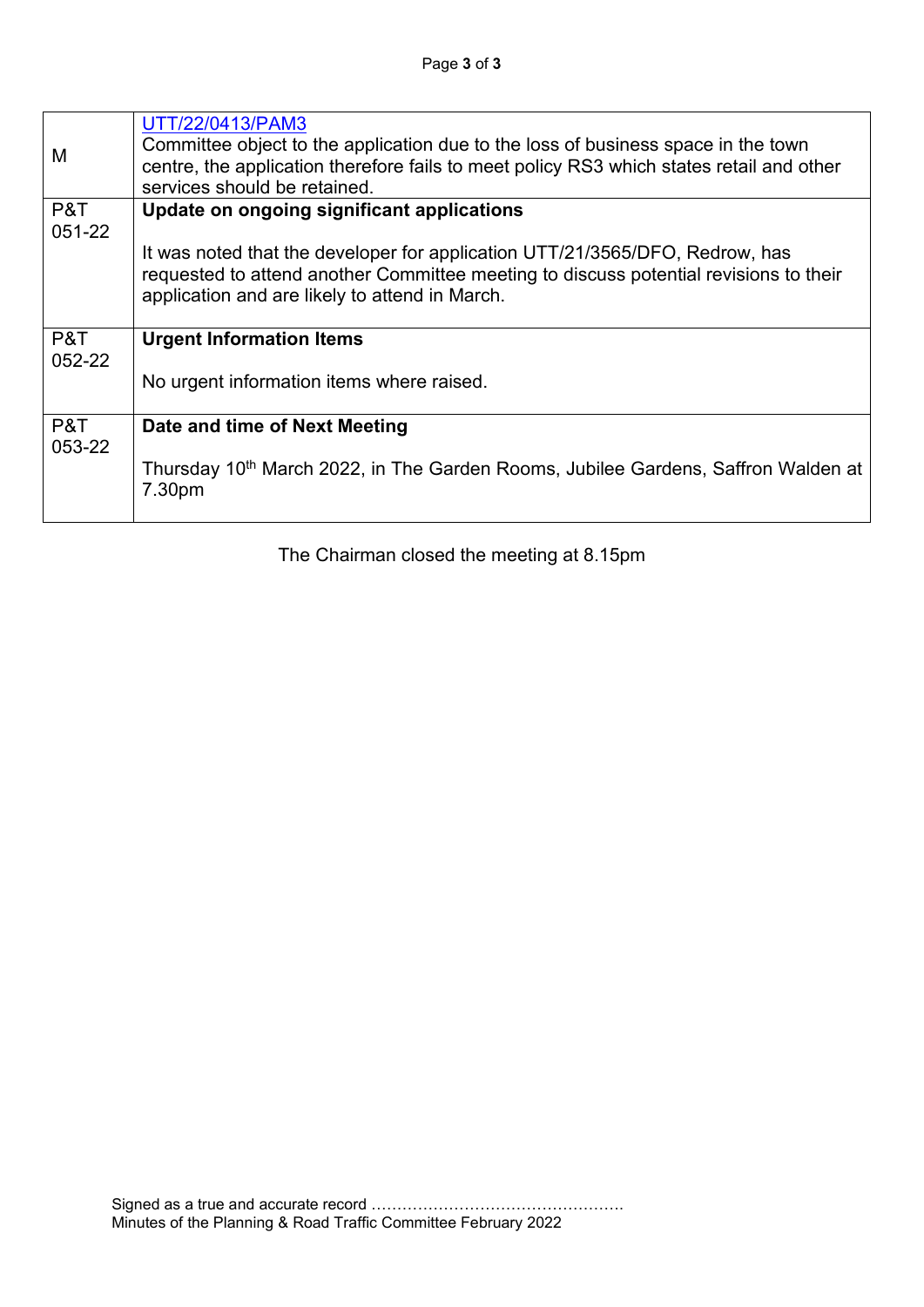| | |
|---|---|
| M | UTT/22/0413/PAM3<br>Committee object to the application due to the loss of business space in the town centre, the application therefore fails to meet policy RS3 which states retail and other services should be retained. |
| P&T 051-22 | **Update on ongoing significant applications**<br><br>It was noted that the developer for application UTT/21/3565/DFO, Redrow, has requested to attend another Committee meeting to discuss potential revisions to their application and are likely to attend in March. |
| P&T 052-22 | **Urgent Information Items**<br><br>No urgent information items where raised. |
| P&T 053-22 | **Date and time of Next Meeting**<br><br>Thursday 10th March 2022, in The Garden Rooms, Jubilee Gardens, Saffron Walden at 7.30pm |

The Chairman closed the meeting at 8.15pm

Signed as a true and accurate record ………………………………………….
Minutes of the Planning & Road Traffic Committee February 2022